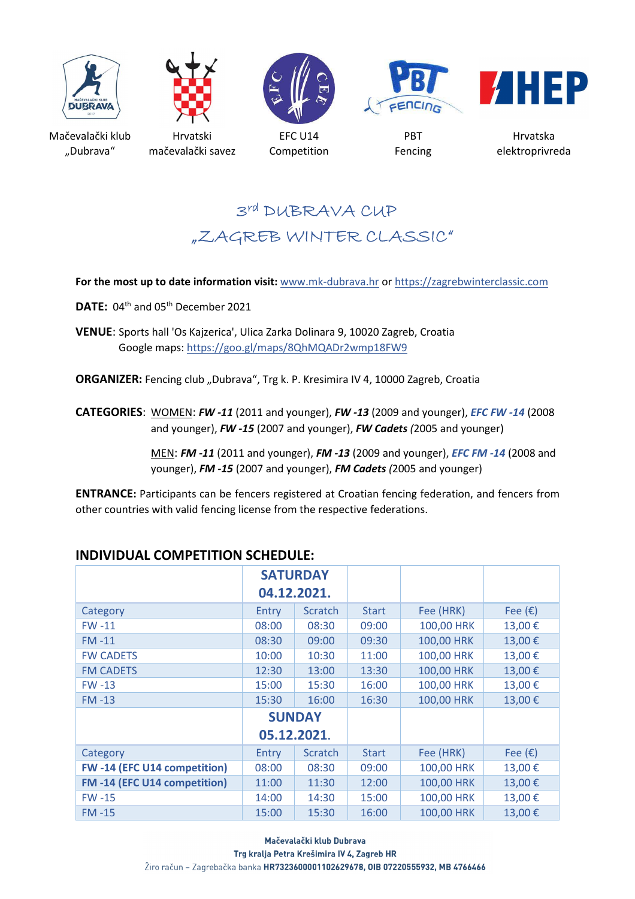Mačevalački klub „Dubrava“ | Hrvatski mačevalački savez | EFC U14 Competition | PBT Fencing | Hrvatska elektroprivreda

# 3rd DUBRAVA CUP
# „ZAGREB WINTER CLASSIC“

**For the most up to date information visit:** www.mk-dubrava.hr or https://zagrebwinterclassic.com

**DATE:** 04th and 05th December 2021

**VENUE**: Sports hall 'Os Kajzerica', Ulica Zarka Dolinara 9, 10020 Zagreb, Croatia
Google maps: https://goo.gl/maps/8QhMQADr2wmp18FW9

**ORGANIZER:** Fencing club „Dubrava“, Trg k. P. Kresimira IV 4, 10000 Zagreb, Croatia

**CATEGORIES**: WOMEN: ***FW -11*** (2011 and younger), ***FW -13*** (2009 and younger), ***EFC FW -14*** (2008 and younger), ***FW -15*** (2007 and younger), ***FW Cadets*** *(*2005 and younger)

MEN: ***FM -11*** (2011 and younger), ***FM -13*** (2009 and younger), ***EFC FM -14*** (2008 and younger), ***FM -15*** (2007 and younger), ***FM Cadets*** *(*2005 and younger)

**ENTRANCE:** Participants can be fencers registered at Croatian fencing federation, and fencers from other countries with valid fencing license from the respective federations.

## INDIVIDUAL COMPETITION SCHEDULE:

| | **SATURDAY 04.12.2021.** | | | | |
|---|---|---|---|---|---|
| Category | Entry | Scratch | Start | Fee (HRK) | Fee (€) |
| FW -11 | 08:00 | 08:30 | 09:00 | 100,00 HRK | 13,00 € |
| FM -11 | 08:30 | 09:00 | 09:30 | 100,00 HRK | 13,00 € |
| FW CADETS | 10:00 | 10:30 | 11:00 | 100,00 HRK | 13,00 € |
| FM CADETS | 12:30 | 13:00 | 13:30 | 100,00 HRK | 13,00 € |
| FW -13 | 15:00 | 15:30 | 16:00 | 100,00 HRK | 13,00 € |
| FM -13 | 15:30 | 16:00 | 16:30 | 100,00 HRK | 13,00 € |
| | **SUNDAY 05.12.2021.** | | | | |
| Category | Entry | Scratch | Start | Fee (HRK) | Fee (€) |
| **FW -14 (EFC U14 competition)** | 08:00 | 08:30 | 09:00 | 100,00 HRK | 13,00 € |
| **FM -14 (EFC U14 competition)** | 11:00 | 11:30 | 12:00 | 100,00 HRK | 13,00 € |
| FW -15 | 14:00 | 14:30 | 15:00 | 100,00 HRK | 13,00 € |
| FM -15 | 15:00 | 15:30 | 16:00 | 100,00 HRK | 13,00 € |

**Mačevalački klub Dubrava**
**Trg kralja Petra Krešimira IV 4, Zagreb HR**
Žiro račun – Zagrebačka banka **HR7323600001102629678, OIB 07220555932, MB 4766466**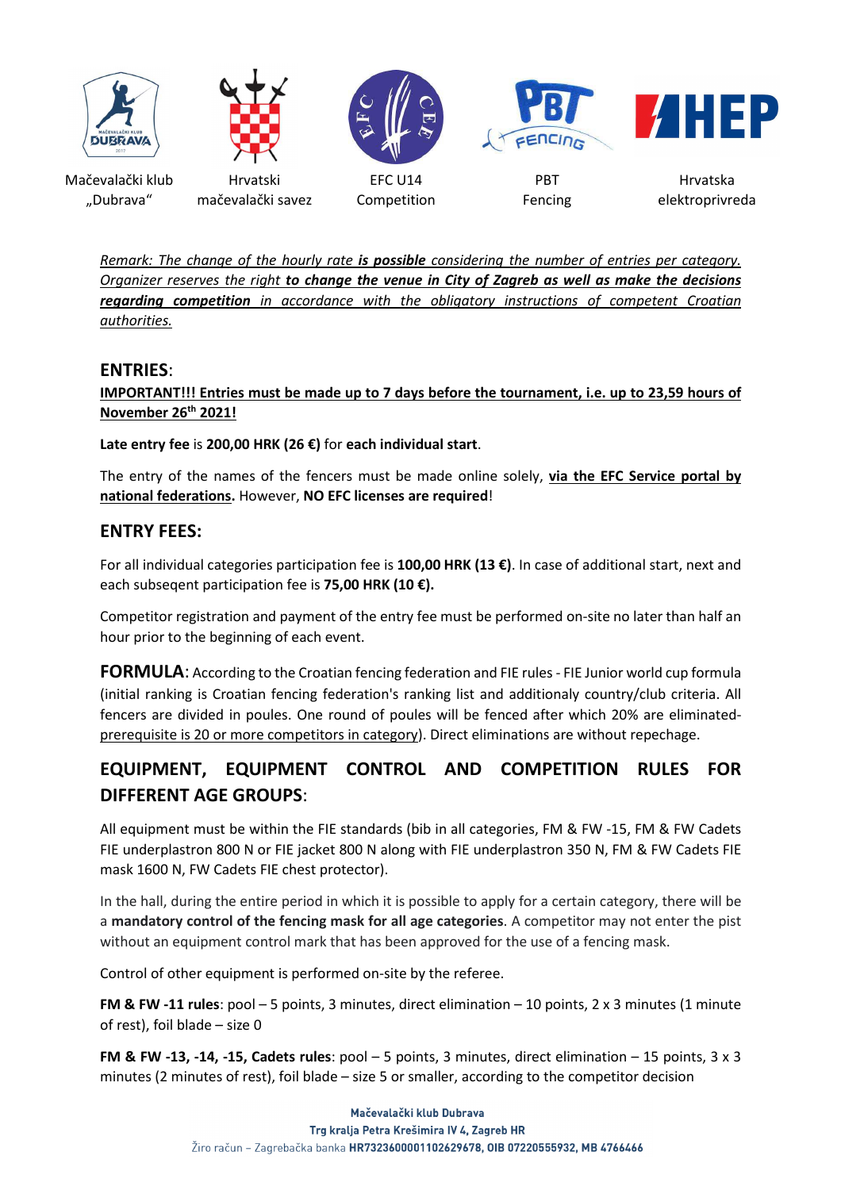Mačevalački klub „Dubrava“ | Hrvatski mačevalački savez | EFC U14 Competition | PBT Fencing | Hrvatska elektroprivreda

*Remark: The change of the hourly rate **is possible** considering the number of entries per category. Organizer reserves the right **to change the venue in City of Zagreb as well as make the decisions regarding competition** in accordance with the obligatory instructions of competent Croatian authorities.*

## ENTRIES:

**IMPORTANT!!! Entries must be made up to 7 days before the tournament, i.e. up to 23,59 hours of November 26th 2021!**

**Late entry fee** is **200,00 HRK (26 €)** for **each individual start**.

The entry of the names of the fencers must be made online solely, **via the EFC Service portal by national federations.** However, **NO EFC licenses are required**!

## ENTRY FEES:

For all individual categories participation fee is **100,00 HRK (13 €)**. In case of additional start, next and each subseqent participation fee is **75,00 HRK (10 €).**

Competitor registration and payment of the entry fee must be performed on-site no later than half an hour prior to the beginning of each event.

**FORMULA**: According to the Croatian fencing federation and FIE rules - FIE Junior world cup formula (initial ranking is Croatian fencing federation's ranking list and additionaly country/club criteria. All fencers are divided in poules. One round of poules will be fenced after which 20% are eliminated- prerequisite is 20 or more competitors in category). Direct eliminations are without repechage.

## EQUIPMENT, EQUIPMENT CONTROL AND COMPETITION RULES FOR DIFFERENT AGE GROUPS:

All equipment must be within the FIE standards (bib in all categories, FM & FW -15, FM & FW Cadets FIE underplastron 800 N or FIE jacket 800 N along with FIE underplastron 350 N, FM & FW Cadets FIE mask 1600 N, FW Cadets FIE chest protector).

In the hall, during the entire period in which it is possible to apply for a certain category, there will be a **mandatory control of the fencing mask for all age categories**. A competitor may not enter the pist without an equipment control mark that has been approved for the use of a fencing mask.

Control of other equipment is performed on-site by the referee.

**FM & FW -11 rules**: pool – 5 points, 3 minutes, direct elimination – 10 points, 2 x 3 minutes (1 minute of rest), foil blade – size 0

**FM & FW -13, -14, -15, Cadets rules**: pool – 5 points, 3 minutes, direct elimination – 15 points, 3 x 3 minutes (2 minutes of rest), foil blade – size 5 or smaller, according to the competitor decision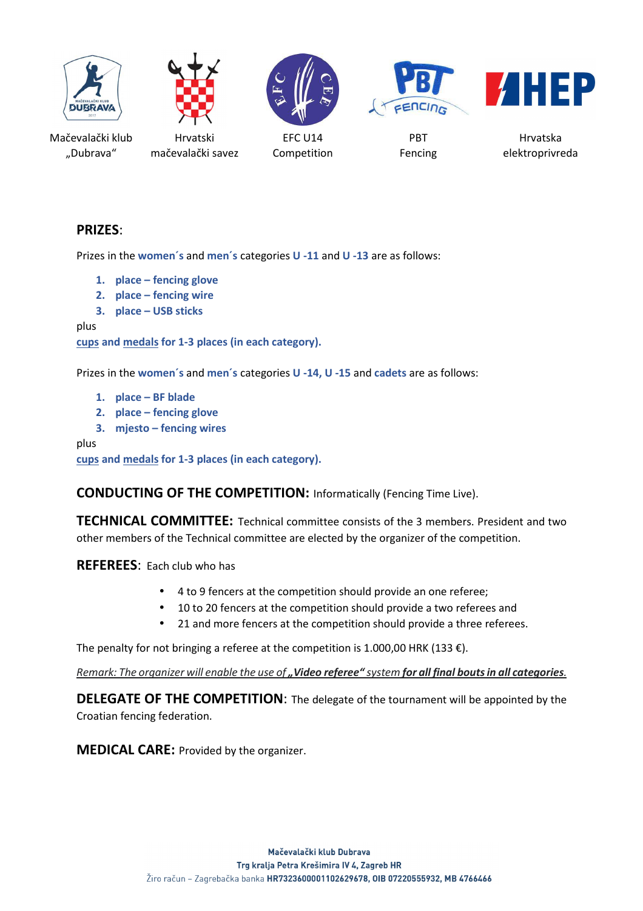Mačevalački klub „Dubrava“ | Hrvatski mačevalački savez | EFC U14 Competition | PBT Fencing | Hrvatska elektroprivreda

**PRIZES**:

Prizes in the **women´s** and **men´s** categories **U -11** and **U -13** are as follows:

1. **place – fencing glove**
2. **place – fencing wire**
3. **place – USB sticks**

plus
**cups and medals for 1-3 places (in each category).**

Prizes in the **women´s** and **men´s** categories **U -14, U -15** and **cadets** are as follows:

1. **place – BF blade**
2. **place – fencing glove**
3. **mjesto – fencing wires**

plus
**cups and medals for 1-3 places (in each category).**

**CONDUCTING OF THE COMPETITION:** Informatically (Fencing Time Live).

**TECHNICAL COMMITTEE:** Technical committee consists of the 3 members. President and two other members of the Technical committee are elected by the organizer of the competition.

**REFEREES**: Each club who has

- 4 to 9 fencers at the competition should provide an one referee;
- 10 to 20 fencers at the competition should provide a two referees and
- 21 and more fencers at the competition should provide a three referees.

The penalty for not bringing a referee at the competition is 1.000,00 HRK (133 €).

*Remark: The organizer will enable the use of **„Video referee“** system **for all final bouts in all categories**.*

**DELEGATE OF THE COMPETITION**: The delegate of the tournament will be appointed by the Croatian fencing federation.

**MEDICAL CARE:** Provided by the organizer.

**Mačevalački klub Dubrava**
**Trg kralja Petra Krešimira IV 4, Zagreb HR**
Žiro račun – Zagrebačka banka **HR7323600001102629678, OIB 07220555932, MB 4766466**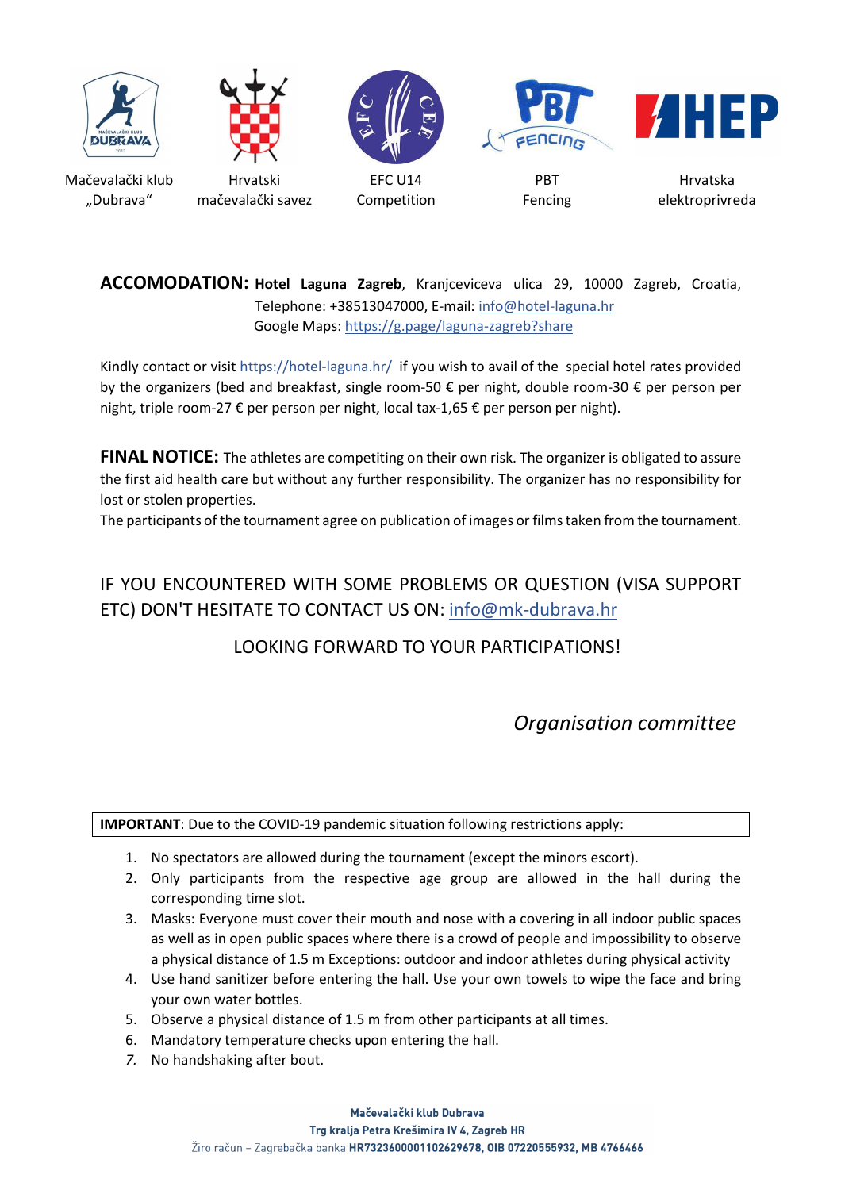Mačevalački klub „Dubrava"

Hrvatski mačevalački savez

EFC U14 Competition

PBT Fencing

Hrvatska elektroprivreda

**ACCOMODATION:** **Hotel Laguna Zagreb**, Kranjceviceva ulica 29, 10000 Zagreb, Croatia, Telephone: +38513047000, E-mail: info@hotel-laguna.hr
Google Maps: https://g.page/laguna-zagreb?share

Kindly contact or visit https://hotel-laguna.hr/ if you wish to avail of the special hotel rates provided by the organizers (bed and breakfast, single room-50 € per night, double room-30 € per person per night, triple room-27 € per person per night, local tax-1,65 € per person per night).

**FINAL NOTICE:** The athletes are competiting on their own risk. The organizer is obligated to assure the first aid health care but without any further responsibility. The organizer has no responsibility for lost or stolen properties.
The participants of the tournament agree on publication of images or films taken from the tournament.

IF YOU ENCOUNTERED WITH SOME PROBLEMS OR QUESTION (VISA SUPPORT ETC) DON'T HESITATE TO CONTACT US ON: info@mk-dubrava.hr

LOOKING FORWARD TO YOUR PARTICIPATIONS!

*Organisation committee*

**IMPORTANT**: Due to the COVID-19 pandemic situation following restrictions apply:

1. No spectators are allowed during the tournament (except the minors escort).
2. Only participants from the respective age group are allowed in the hall during the corresponding time slot.
3. Masks: Everyone must cover their mouth and nose with a covering in all indoor public spaces as well as in open public spaces where there is a crowd of people and impossibility to observe a physical distance of 1.5 m Exceptions: outdoor and indoor athletes during physical activity
4. Use hand sanitizer before entering the hall. Use your own towels to wipe the face and bring your own water bottles.
5. Observe a physical distance of 1.5 m from other participants at all times.
6. Mandatory temperature checks upon entering the hall.
7. No handshaking after bout.

**Mačevalački klub Dubrava**
**Trg kralja Petra Krešimira IV 4, Zagreb HR**
Žiro račun – Zagrebačka banka **HR7323600001102629678, OIB 07220555932, MB 4766466**